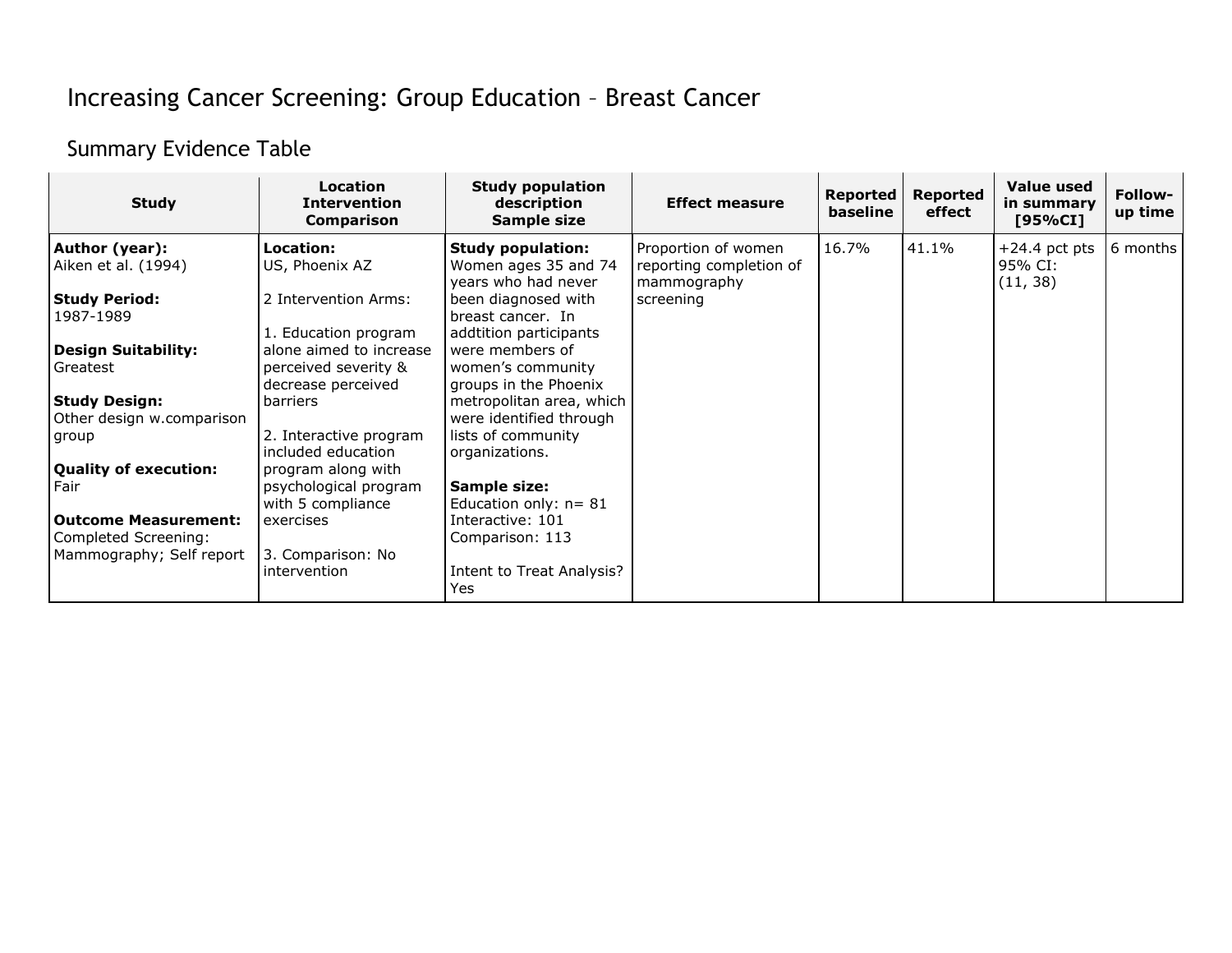# Increasing Cancer Screening: Group Education – Breast Cancer

## Summary Evidence Table

| Study | Location<br>Intervention<br>Comparison | Study population description<br>Sample size | Effect measure | Reported baseline | Reported effect | Value used in summary [95%CI] | Follow-up time |
|---|---|---|---|---|---|---|---|
| **Author (year):**<br>Aiken et al. (1994)<br><br>**Study Period:**<br>1987-1989<br><br>**Design Suitability:**<br>Greatest<br><br>**Study Design:**<br>Other design w.comparison group<br><br>**Quality of execution:**<br>Fair<br><br>**Outcome Measurement:**<br>Completed Screening: Mammography; Self report | **Location:**<br>US, Phoenix AZ<br><br>2 Intervention Arms:<br><br>1. Education program alone aimed to increase perceived severity & decrease perceived barriers<br><br>2. Interactive program included education program along with psychological program with 5 compliance exercises<br><br>3. Comparison: No intervention | **Study population:**<br>Women ages 35 and 74 years who had never been diagnosed with breast cancer. In addtition participants were members of women's community groups in the Phoenix metropolitan area, which were identified through lists of community organizations.<br><br>**Sample size:**<br>Education only: n= 81<br>Interactive: 101<br>Comparison: 113<br><br>Intent to Treat Analysis? Yes | Proportion of women reporting completion of mammography screening | 16.7% | 41.1% | +24.4 pct pts<br>95% CI:<br>(11, 38) | 6 months |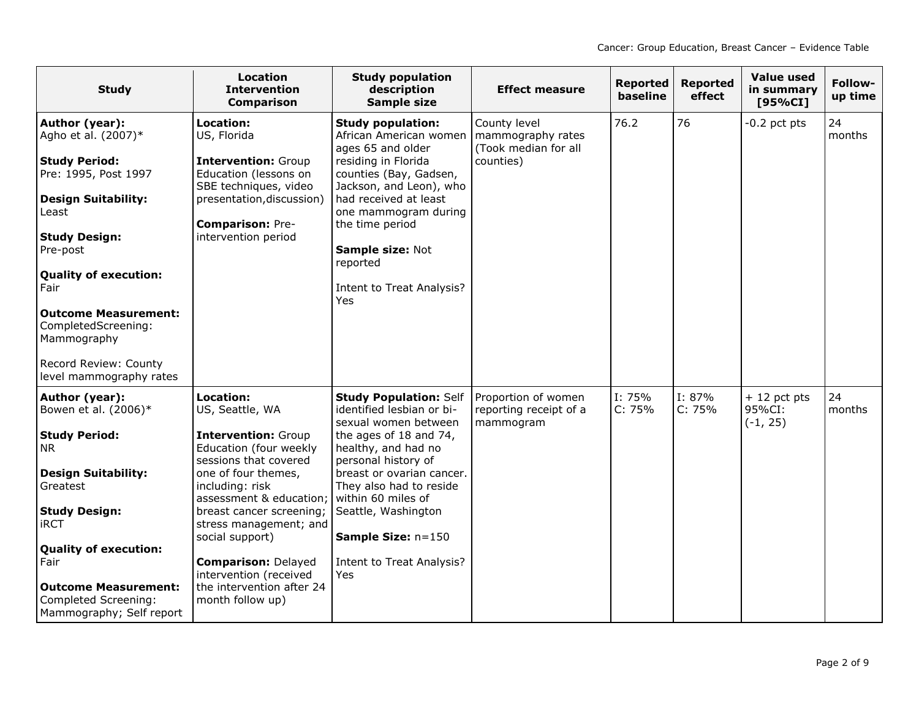| Study | Location<br>Intervention<br>Comparison | Study population description<br>Sample size | Effect measure | Reported baseline | Reported effect | Value used in summary [95%CI] | Follow-up time |
|---|---|---|---|---|---|---|---|
| **Author (year):**<br>Agho et al. (2007)*<br><br>**Study Period:**<br>Pre: 1995, Post 1997<br><br>**Design Suitability:**<br>Least<br><br>**Study Design:**<br>Pre-post<br><br>**Quality of execution:**<br>Fair<br><br>**Outcome Measurement:**<br>CompletedScreening: Mammography<br><br>Record Review: County level mammography rates | **Location:**<br>US, Florida<br><br>**Intervention:** Group Education (lessons on SBE techniques, video presentation,discussion)<br><br>**Comparison:** Pre-intervention period | **Study population:** African American women ages 65 and older residing in Florida counties (Bay, Gadsen, Jackson, and Leon), who had received at least one mammogram during the time period<br><br>**Sample size:** Not reported<br><br>Intent to Treat Analysis? Yes | County level mammography rates (Took median for all counties) | 76.2 | 76 | -0.2 pct pts | 24 months |
| **Author (year):**<br>Bowen et al. (2006)*<br><br>**Study Period:**<br>NR<br><br>**Design Suitability:**<br>Greatest<br><br>**Study Design:**<br>iRCT<br><br>**Quality of execution:**<br>Fair<br><br>**Outcome Measurement:**<br>Completed Screening: Mammography; Self report | **Location:**<br>US, Seattle, WA<br><br>**Intervention:** Group Education (four weekly sessions that covered one of four themes, including: risk assessment & education; breast cancer screening; stress management; and social support)<br><br>**Comparison:** Delayed intervention (received the intervention after 24 month follow up) | **Study Population:** Self identified lesbian or bi-sexual women between the ages of 18 and 74, healthy, and had no personal history of breast or ovarian cancer. They also had to reside within 60 miles of Seattle, Washington<br><br>**Sample Size:** n=150<br><br>Intent to Treat Analysis? Yes | Proportion of women reporting receipt of a mammogram | I: 75%<br>C: 75% | I: 87%<br>C: 75% | + 12 pct pts<br>95%CI:<br>(-1, 25) | 24 months |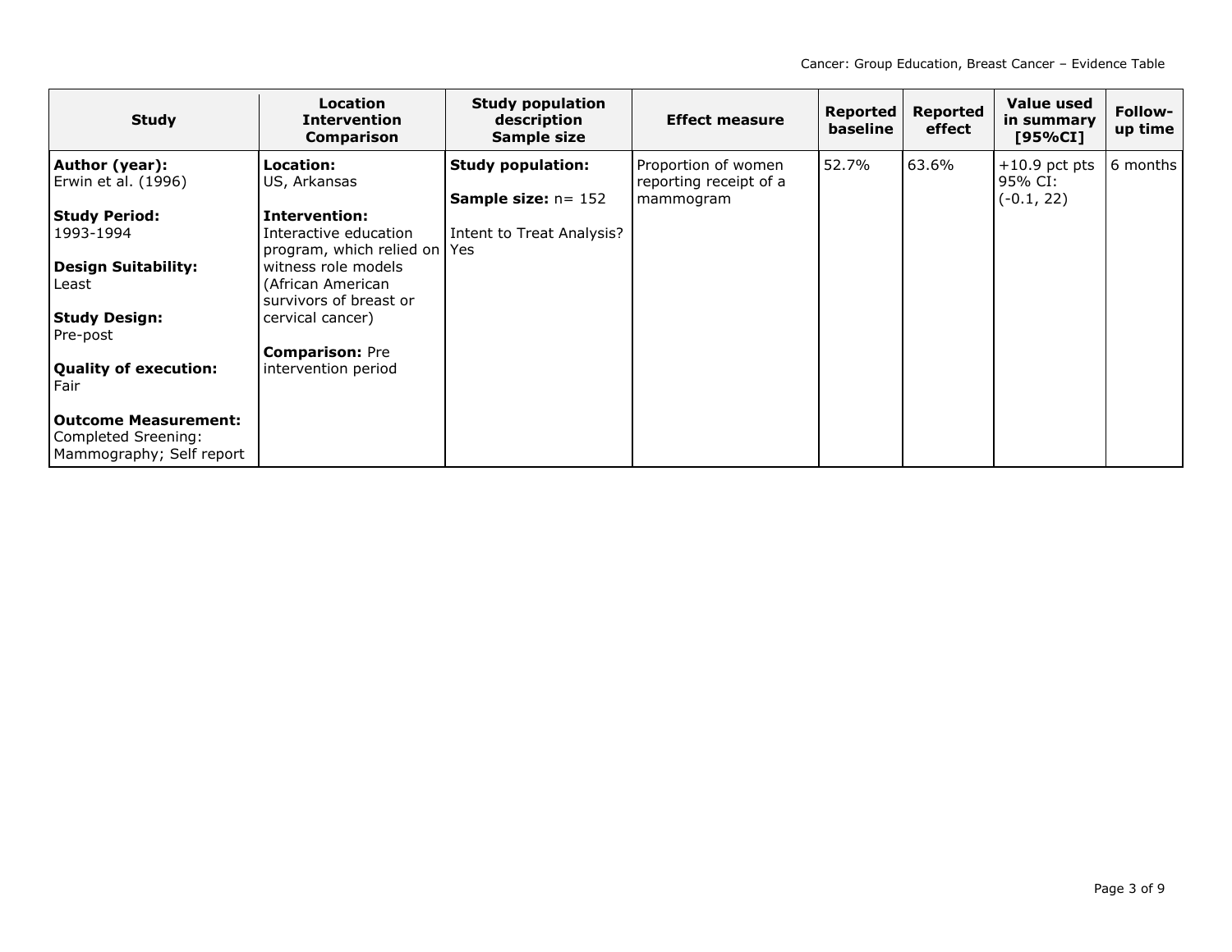| Study | Location<br>Intervention<br>Comparison | Study population description<br>Sample size | Effect measure | Reported baseline | Reported effect | Value used in summary [95%CI] | Follow-up time |
|---|---|---|---|---|---|---|---|
| **Author (year):**<br>Erwin et al. (1996)<br><br>**Study Period:**<br>1993-1994<br><br>**Design Suitability:**<br>Least<br><br>**Study Design:**<br>Pre-post<br><br>**Quality of execution:**<br>Fair<br><br>**Outcome Measurement:**<br>Completed Sreening: Mammography; Self report | **Location:**<br>US, Arkansas<br><br>**Intervention:**<br>Interactive education program, which relied on witness role models (African American survivors of breast or cervical cancer)<br><br>**Comparison:** Pre intervention period | **Study population:**<br><br>**Sample size:** n= 152<br><br>Intent to Treat Analysis? Yes | Proportion of women reporting receipt of a mammogram | 52.7% | 63.6% | +10.9 pct pts<br>95% CI:<br>(-0.1, 22) | 6 months |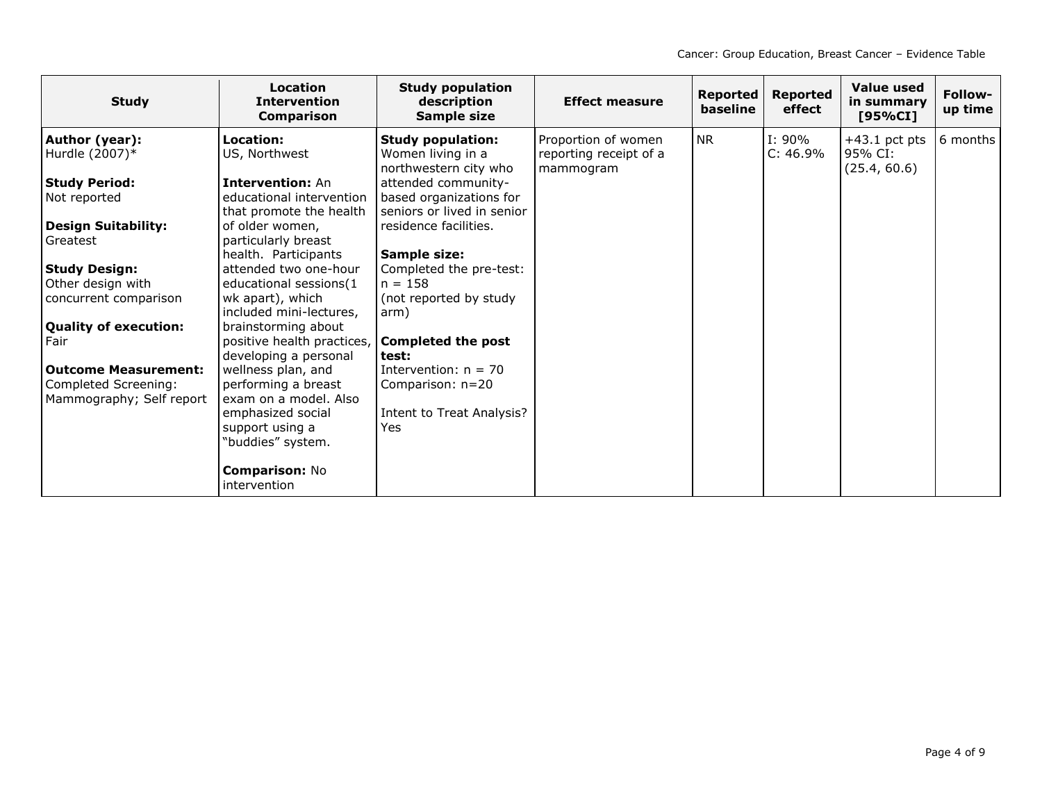| Study | Location Intervention Comparison | Study population description Sample size | Effect measure | Reported baseline | Reported effect | Value used in summary [95%CI] | Follow-up time |
|---|---|---|---|---|---|---|---|
| **Author (year):** Hurdle (2007)* <br><br> **Study Period:** Not reported <br><br> **Design Suitability:** Greatest <br><br> **Study Design:** Other design with concurrent comparison <br><br> **Quality of execution:** Fair <br><br> **Outcome Measurement:** Completed Screening: Mammography; Self report | **Location:** US, Northwest <br><br> **Intervention:** An educational intervention that promote the health of older women, particularly breast health. Participants attended two one-hour educational sessions(1 wk apart), which included mini-lectures, brainstorming about positive health practices, developing a personal wellness plan, and performing a breast exam on a model. Also emphasized social support using a "buddies" system. <br><br> **Comparison:** No intervention | **Study population:** Women living in a northwestern city who attended community-based organizations for seniors or lived in senior residence facilities. <br><br> **Sample size:** Completed the pre-test: n = 158 (not reported by study arm) <br><br> **Completed the post test:** Intervention: n = 70 Comparison: n=20 <br><br> Intent to Treat Analysis? Yes | Proportion of women reporting receipt of a mammogram | NR | I: 90% <br> C: 46.9% | +43.1 pct pts 95% CI: (25.4, 60.6) | 6 months |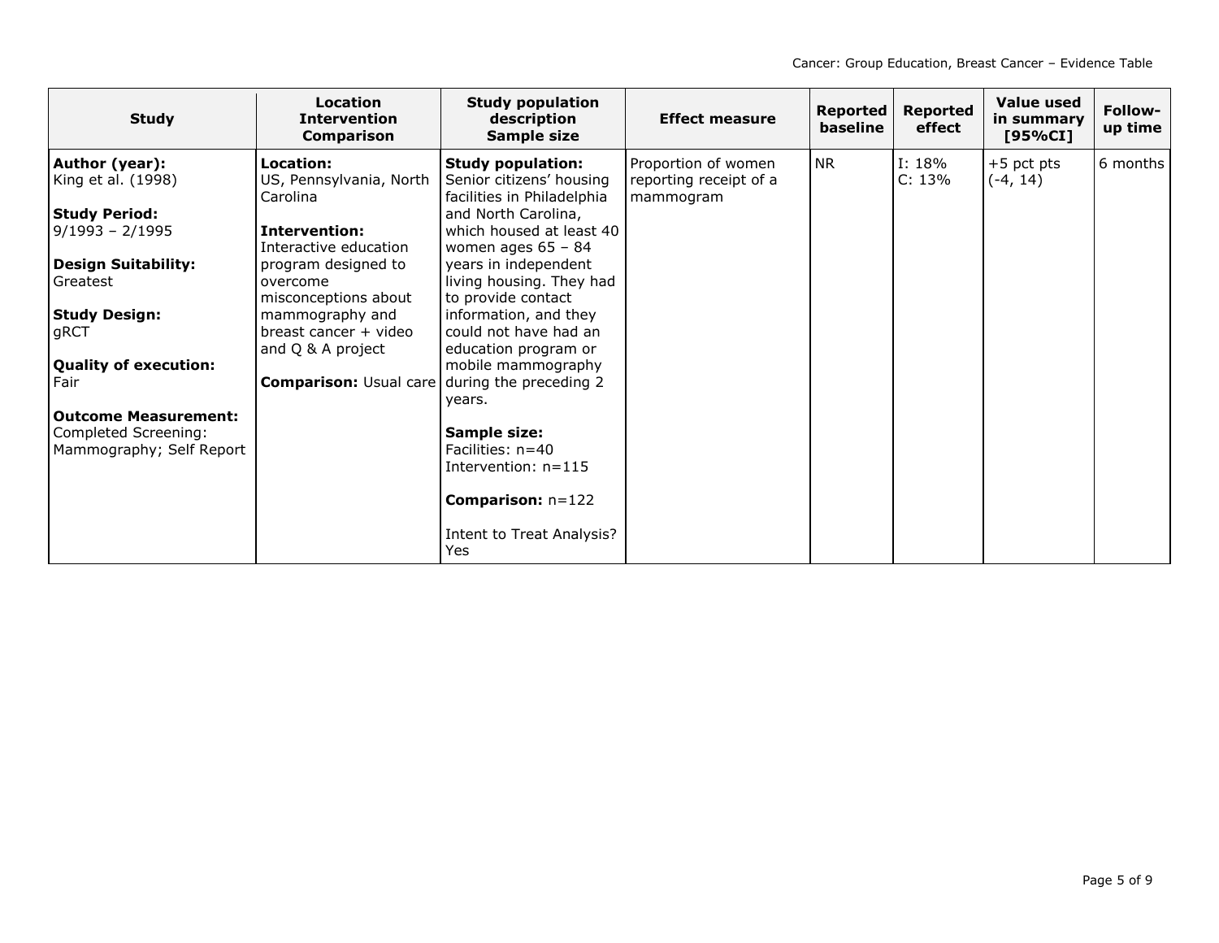| Study | Location Intervention Comparison | Study population description Sample size | Effect measure | Reported baseline | Reported effect | Value used in summary [95%CI] | Follow-up time |
|---|---|---|---|---|---|---|---|
| **Author (year):** King et al. (1998)<br><br>**Study Period:** 9/1993 – 2/1995<br><br>**Design Suitability:** Greatest<br><br>**Study Design:** gRCT<br><br>**Quality of execution:** Fair<br><br>**Outcome Measurement:** Completed Screening: Mammography; Self Report | **Location:** US, Pennsylvania, North Carolina<br><br>**Intervention:** Interactive education program designed to overcome misconceptions about mammography and breast cancer + video and Q & A project<br><br>**Comparison:** Usual care | **Study population:** Senior citizens' housing facilities in Philadelphia and North Carolina, which housed at least 40 women ages 65 – 84 years in independent living housing. They had to provide contact information, and they could not have had an education program or mobile mammography during the preceding 2 years.<br><br>**Sample size:** Facilities: n=40 Intervention: n=115<br><br>**Comparison:** n=122<br><br>Intent to Treat Analysis? Yes | Proportion of women reporting receipt of a mammogram | NR | I: 18%<br>C: 13% | +5 pct pts (-4, 14) | 6 months |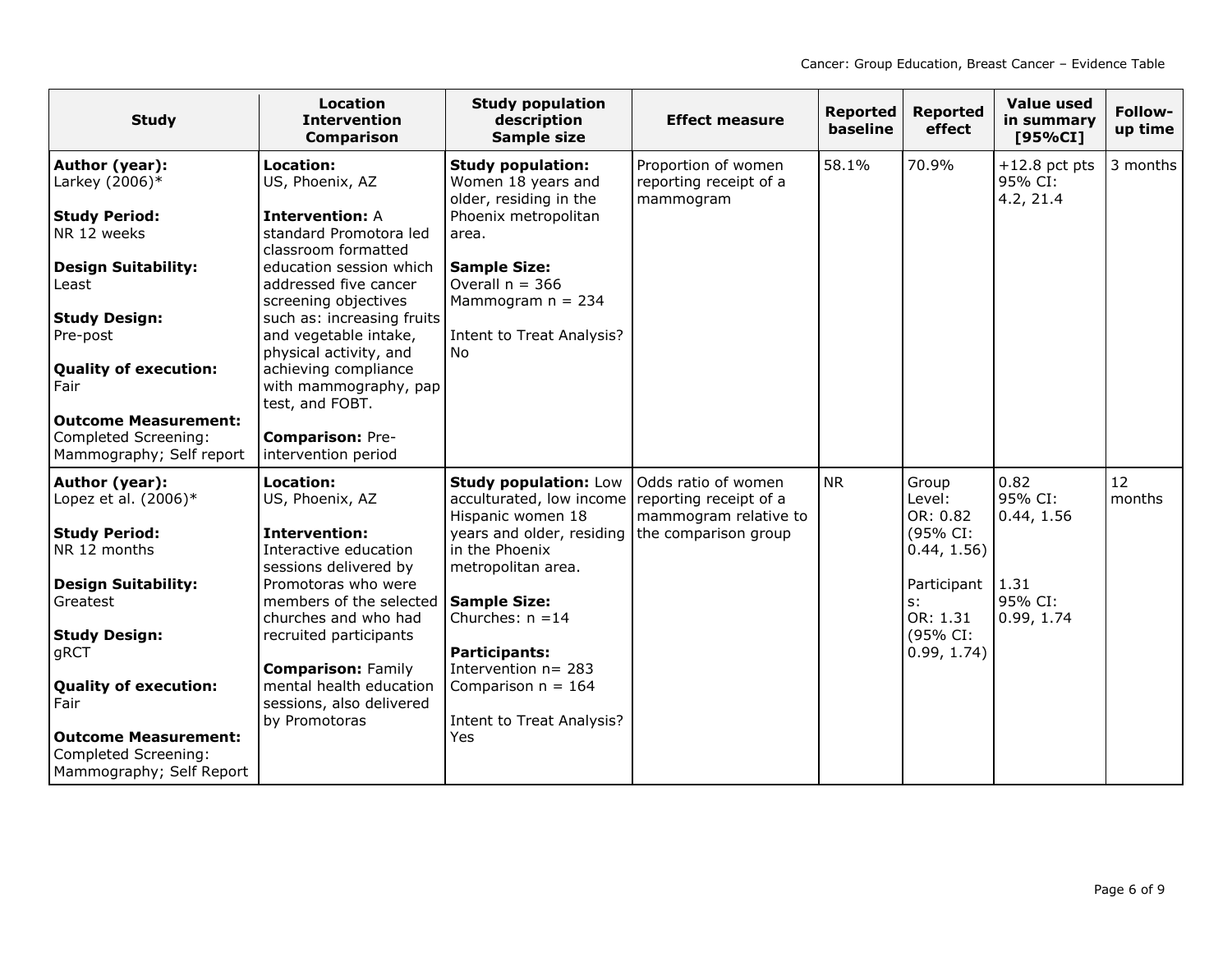| Study | Location<br>Intervention<br>Comparison | Study population description<br>Sample size | Effect measure | Reported baseline | Reported effect | Value used in summary [95%CI] | Follow-up time |
|---|---|---|---|---|---|---|---|
| **Author (year):**<br>Larkey (2006)*<br><br>**Study Period:**<br>NR 12 weeks<br><br>**Design Suitability:**<br>Least<br><br>**Study Design:**<br>Pre-post<br><br>**Quality of execution:**<br>Fair<br><br>**Outcome Measurement:**<br>Completed Screening: Mammography; Self report | **Location:**<br>US, Phoenix, AZ<br><br>**Intervention:** A standard Promotora led classroom formatted education session which addressed five cancer screening objectives such as: increasing fruits and vegetable intake, physical activity, and achieving compliance with mammography, pap test, and FOBT.<br><br>**Comparison:** Pre-intervention period | **Study population:**<br>Women 18 years and older, residing in the Phoenix metropolitan area.<br><br>**Sample Size:**<br>Overall n = 366<br>Mammogram n = 234<br><br>Intent to Treat Analysis?<br>No | Proportion of women reporting receipt of a mammogram | 58.1% | 70.9% | +12.8 pct pts<br>95% CI:<br>4.2, 21.4 | 3 months |
| **Author (year):**<br>Lopez et al. (2006)*<br><br>**Study Period:**<br>NR 12 months<br><br>**Design Suitability:**<br>Greatest<br><br>**Study Design:**<br>gRCT<br><br>**Quality of execution:**<br>Fair<br><br>**Outcome Measurement:**<br>Completed Screening: Mammography; Self Report | **Location:**<br>US, Phoenix, AZ<br><br>**Intervention:**<br>Interactive education sessions delivered by Promotoras who were members of the selected churches and who had recruited participants<br><br>**Comparison:** Family mental health education sessions, also delivered by Promotoras | **Study population:** Low acculturated, low income Hispanic women 18 years and older, residing in the Phoenix metropolitan area.<br><br>**Sample Size:**<br>Churches: n =14<br><br>**Participants:**<br>Intervention n= 283<br>Comparison n = 164<br><br>Intent to Treat Analysis?<br>Yes | Odds ratio of women reporting receipt of a mammogram relative to the comparison group | NR | Group Level:<br>OR: 0.82<br>(95% CI: 0.44, 1.56)<br><br>Participants:<br>OR: 1.31<br>(95% CI: 0.99, 1.74) | 0.82<br>95% CI:<br>0.44, 1.56<br><br>1.31<br>95% CI:<br>0.99, 1.74 | 12 months |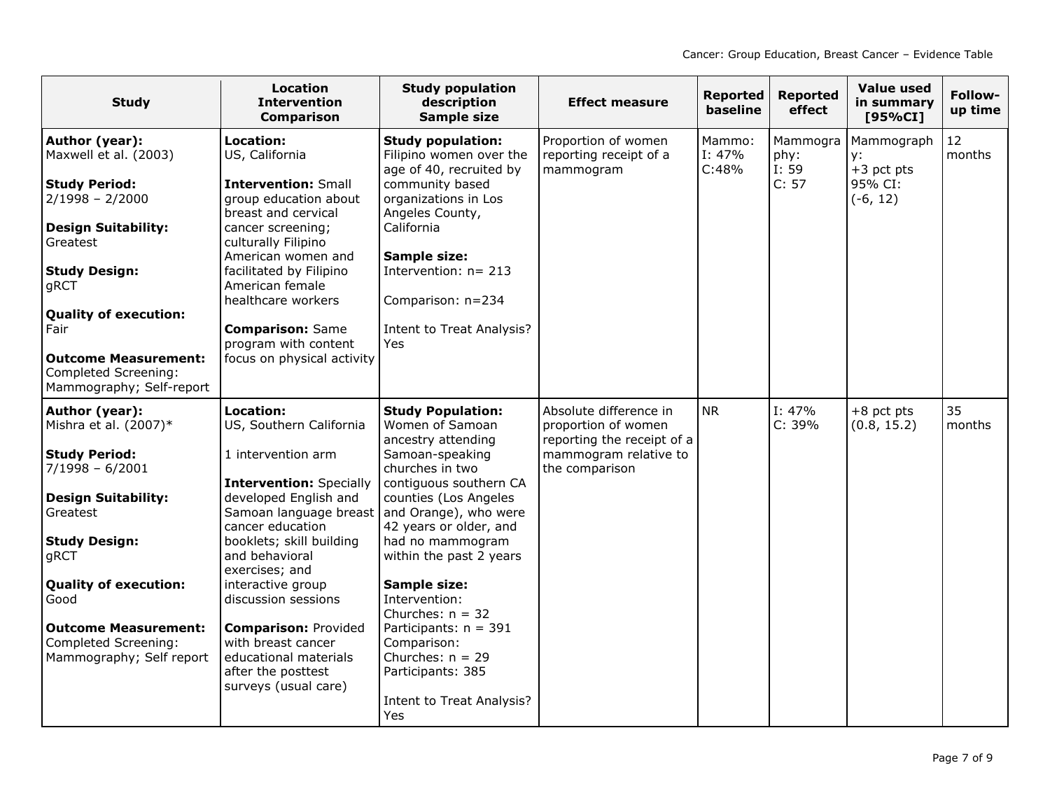| Study | Location<br>Intervention<br>Comparison | Study population description<br>Sample size | Effect measure | Reported baseline | Reported effect | Value used in summary [95%CI] | Follow-up time |
|---|---|---|---|---|---|---|---|
| **Author (year):**<br>Maxwell et al. (2003)<br><br>**Study Period:**<br>2/1998 – 2/2000<br><br>**Design Suitability:**<br>Greatest<br><br>**Study Design:**<br>gRCT<br><br>**Quality of execution:**<br>Fair<br><br>**Outcome Measurement:**<br>Completed Screening: Mammography; Self-report | **Location:**<br>US, California<br><br>**Intervention:** Small group education about breast and cervical cancer screening; culturally Filipino American women and facilitated by Filipino American female healthcare workers<br><br>**Comparison:** Same program with content focus on physical activity | **Study population:**<br>Filipino women over the age of 40, recruited by community based organizations in Los Angeles County, California<br><br>**Sample size:**<br>Intervention: n= 213<br><br>Comparison: n=234<br><br>Intent to Treat Analysis? Yes | Proportion of women reporting receipt of a mammogram | Mammo:<br>I: 47%<br>C:48% | Mammography:<br>I: 59<br>C: 57 | Mammography:<br>+3 pct pts<br>95% CI:<br>(-6, 12) | 12 months |
| **Author (year):**<br>Mishra et al. (2007)*<br><br>**Study Period:**<br>7/1998 – 6/2001<br><br>**Design Suitability:**<br>Greatest<br><br>**Study Design:**<br>gRCT<br><br>**Quality of execution:**<br>Good<br><br>**Outcome Measurement:**<br>Completed Screening: Mammography; Self report | **Location:**<br>US, Southern California<br><br>1 intervention arm<br><br>**Intervention:** Specially developed English and Samoan language breast cancer education booklets; skill building and behavioral exercises; and interactive group discussion sessions<br><br>**Comparison:** Provided with breast cancer educational materials after the posttest surveys (usual care) | **Study Population:**<br>Women of Samoan ancestry attending Samoan-speaking churches in two contiguous southern CA counties (Los Angeles and Orange), who were 42 years or older, and had no mammogram within the past 2 years<br><br>**Sample size:**<br>Intervention:<br>Churches: n = 32<br>Participants: n = 391<br>Comparison:<br>Churches: n = 29<br>Participants: 385<br><br>Intent to Treat Analysis? Yes | Absolute difference in proportion of women reporting the receipt of a mammogram relative to the comparison | NR | I: 47%<br>C: 39% | +8 pct pts<br>(0.8, 15.2) | 35 months |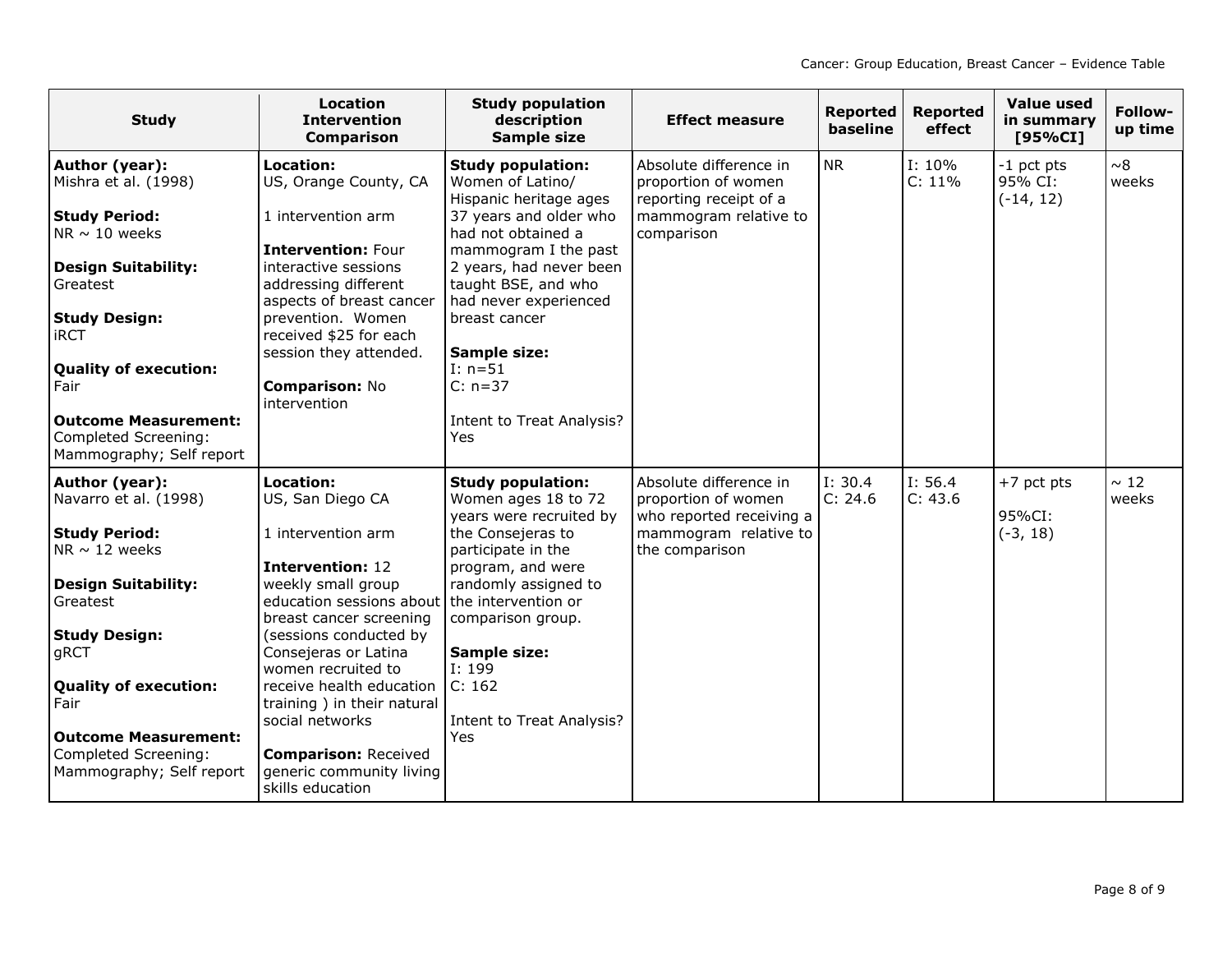| Study | Location<br>Intervention<br>Comparison | Study population description<br>Sample size | Effect measure | Reported baseline | Reported effect | Value used in summary [95%CI] | Follow-up time |
|---|---|---|---|---|---|---|---|
| **Author (year):**<br>Mishra et al. (1998)<br><br>**Study Period:**<br>NR ~ 10 weeks<br><br>**Design Suitability:**<br>Greatest<br><br>**Study Design:**<br>iRCT<br><br>**Quality of execution:**<br>Fair<br><br>**Outcome Measurement:**<br>Completed Screening: Mammography; Self report | **Location:**<br>US, Orange County, CA<br><br>1 intervention arm<br><br>**Intervention:** Four interactive sessions addressing different aspects of breast cancer prevention. Women received $25 for each session they attended.<br><br>**Comparison:** No intervention | **Study population:**<br>Women of Latino/ Hispanic heritage ages 37 years and older who had not obtained a mammogram I the past 2 years, had never been taught BSE, and who had never experienced breast cancer<br><br>**Sample size:**<br>I: n=51<br>C: n=37<br><br>Intent to Treat Analysis? Yes | Absolute difference in proportion of women reporting receipt of a mammogram relative to comparison | NR | I: 10%<br>C: 11% | -1 pct pts<br>95% CI:<br>(-14, 12) | ~8 weeks |
| **Author (year):**<br>Navarro et al. (1998)<br><br>**Study Period:**<br>NR ~ 12 weeks<br><br>**Design Suitability:**<br>Greatest<br><br>**Study Design:**<br>gRCT<br><br>**Quality of execution:**<br>Fair<br><br>**Outcome Measurement:**<br>Completed Screening: Mammography; Self report | **Location:**<br>US, San Diego CA<br><br>1 intervention arm<br><br>**Intervention:** 12 weekly small group education sessions about breast cancer screening (sessions conducted by Consejeras or Latina women recruited to receive health education training ) in their natural social networks<br><br>**Comparison:** Received generic community living skills education | **Study population:**<br>Women ages 18 to 72 years were recruited by the Consejeras to participate in the program, and were randomly assigned to the intervention or comparison group.<br><br>**Sample size:**<br>I: 199<br>C: 162<br><br>Intent to Treat Analysis? Yes | Absolute difference in proportion of women who reported receiving a mammogram relative to the comparison | I: 30.4<br>C: 24.6 | I: 56.4<br>C: 43.6 | +7 pct pts<br><br>95%CI:<br>(-3, 18) | ~ 12 weeks |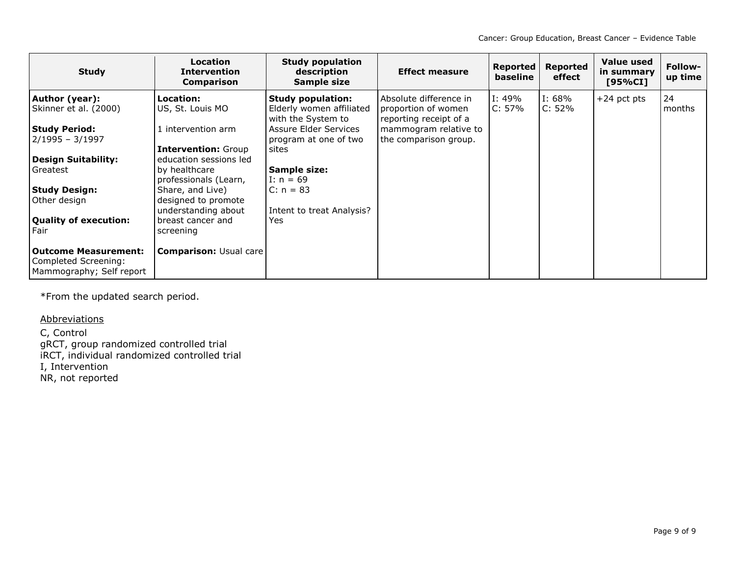| Study | Location<br>Intervention<br>Comparison | Study population description<br>Sample size | Effect measure | Reported baseline | Reported effect | Value used in summary [95%CI] | Follow-up time |
|---|---|---|---|---|---|---|---|
| **Author (year):**<br>Skinner et al. (2000)<br><br>**Study Period:**<br>2/1995 – 3/1997<br><br>**Design Suitability:**<br>Greatest<br><br>**Study Design:**<br>Other design<br><br>**Quality of execution:**<br>Fair<br><br>**Outcome Measurement:**<br>Completed Screening: Mammography; Self report | **Location:**<br>US, St. Louis MO<br><br>1 intervention arm<br><br>**Intervention:** Group education sessions led by healthcare professionals (Learn, Share, and Live) designed to promote understanding about breast cancer and screening<br><br>**Comparison:** Usual care | **Study population:**<br>Elderly women affiliated with the System to Assure Elder Services program at one of two sites<br><br>**Sample size:**<br>I: n = 69<br>C: n = 83<br><br>Intent to treat Analysis?<br>Yes | Absolute difference in proportion of women reporting receipt of a mammogram relative to the comparison group. | I: 49%<br>C: 57% | I: 68%<br>C: 52% | +24 pct pts | 24 months |

*From the updated search period.

<u>Abbreviations</u>

C, Control
gRCT, group randomized controlled trial
iRCT, individual randomized controlled trial
I, Intervention
NR, not reported